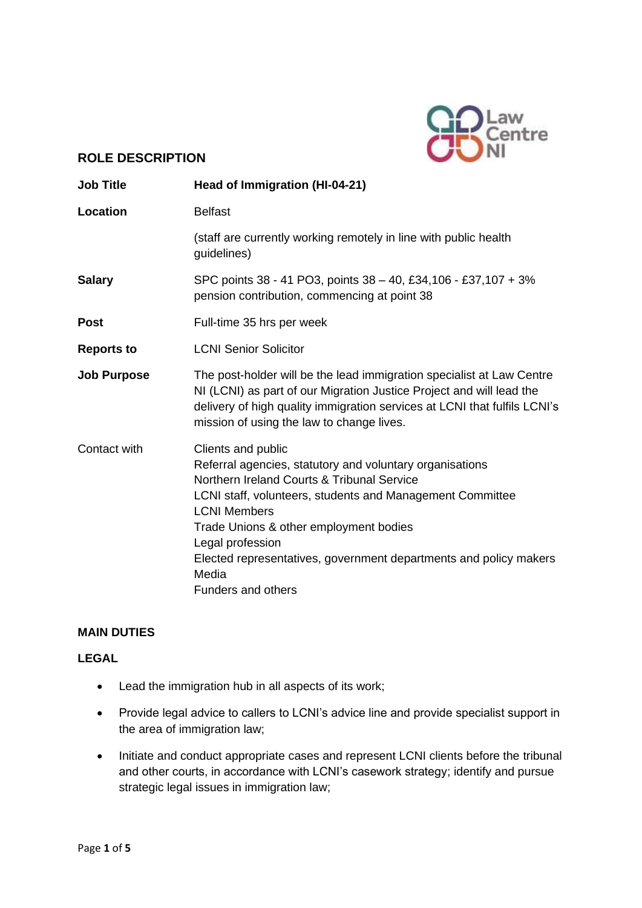## ROLE DESCRIPTION

| | |
|---|---|
| **Job Title** | **Head of Immigration (HI-04-21)** |
| **Location** | Belfast<br><br>(staff are currently working remotely in line with public health guidelines) |
| **Salary** | SPC points 38 - 41 PO3, points 38 – 40, £34,106 - £37,107 + 3% pension contribution, commencing at point 38 |
| **Post** | Full-time 35 hrs per week |
| **Reports to** | LCNI Senior Solicitor |
| **Job Purpose** | The post-holder will be the lead immigration specialist at Law Centre NI (LCNI) as part of our Migration Justice Project and will lead the delivery of high quality immigration services at LCNI that fulfils LCNI's mission of using the law to change lives. |
| Contact with | Clients and public<br>Referral agencies, statutory and voluntary organisations<br>Northern Ireland Courts & Tribunal Service<br>LCNI staff, volunteers, students and Management Committee<br>LCNI Members<br>Trade Unions & other employment bodies<br>Legal profession<br>Elected representatives, government departments and policy makers<br>Media<br>Funders and others |

### MAIN DUTIES

### LEGAL

- Lead the immigration hub in all aspects of its work;
- Provide legal advice to callers to LCNI's advice line and provide specialist support in the area of immigration law;
- Initiate and conduct appropriate cases and represent LCNI clients before the tribunal and other courts, in accordance with LCNI's casework strategy; identify and pursue strategic legal issues in immigration law;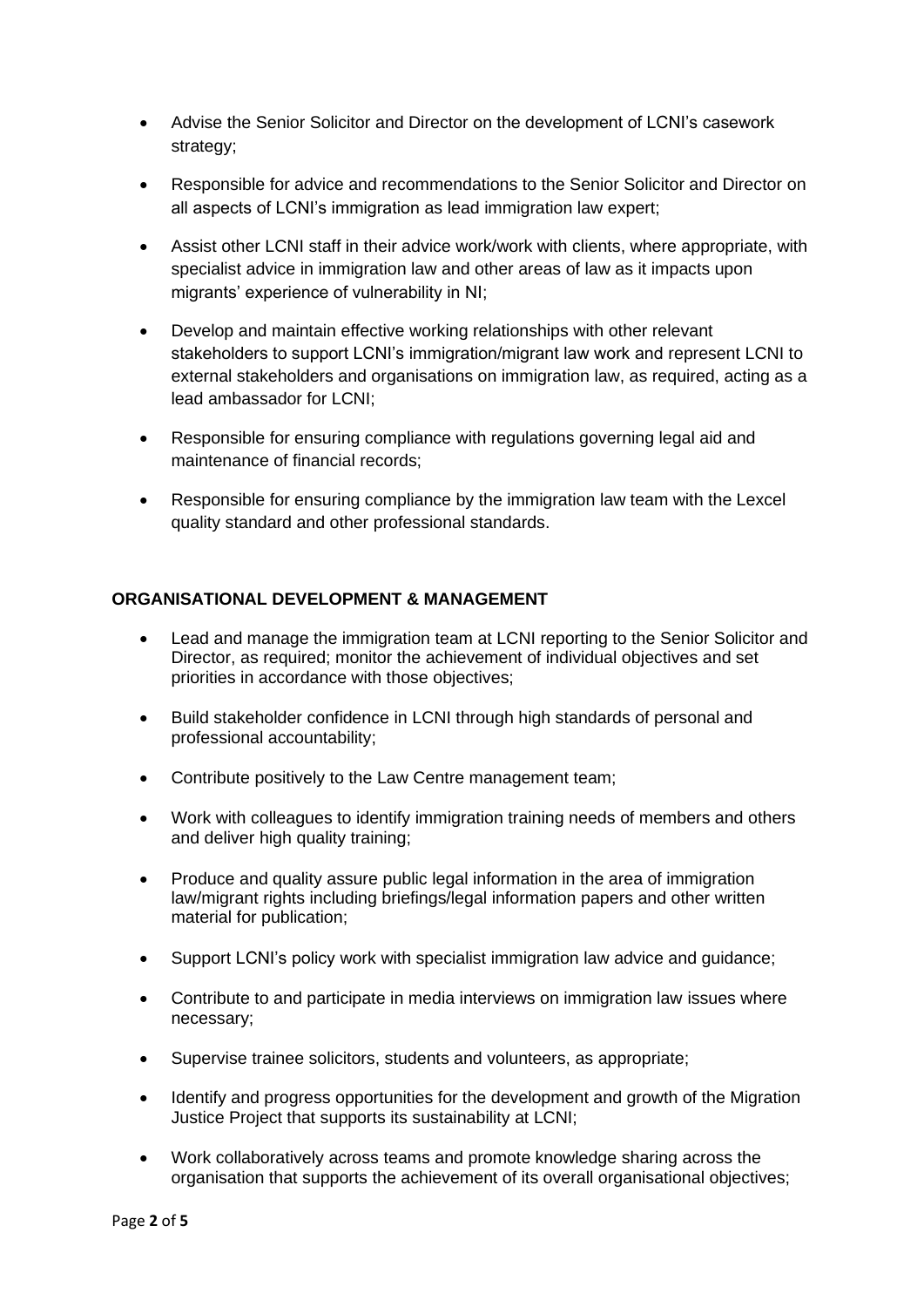- Advise the Senior Solicitor and Director on the development of LCNI's casework strategy;
- Responsible for advice and recommendations to the Senior Solicitor and Director on all aspects of LCNI's immigration as lead immigration law expert;
- Assist other LCNI staff in their advice work/work with clients, where appropriate, with specialist advice in immigration law and other areas of law as it impacts upon migrants' experience of vulnerability in NI;
- Develop and maintain effective working relationships with other relevant stakeholders to support LCNI's immigration/migrant law work and represent LCNI to external stakeholders and organisations on immigration law, as required, acting as a lead ambassador for LCNI;
- Responsible for ensuring compliance with regulations governing legal aid and maintenance of financial records;
- Responsible for ensuring compliance by the immigration law team with the Lexcel quality standard and other professional standards.

## ORGANISATIONAL DEVELOPMENT & MANAGEMENT

- Lead and manage the immigration team at LCNI reporting to the Senior Solicitor and Director, as required; monitor the achievement of individual objectives and set priorities in accordance with those objectives;
- Build stakeholder confidence in LCNI through high standards of personal and professional accountability;
- Contribute positively to the Law Centre management team;
- Work with colleagues to identify immigration training needs of members and others and deliver high quality training;
- Produce and quality assure public legal information in the area of immigration law/migrant rights including briefings/legal information papers and other written material for publication;
- Support LCNI's policy work with specialist immigration law advice and guidance;
- Contribute to and participate in media interviews on immigration law issues where necessary;
- Supervise trainee solicitors, students and volunteers, as appropriate;
- Identify and progress opportunities for the development and growth of the Migration Justice Project that supports its sustainability at LCNI;
- Work collaboratively across teams and promote knowledge sharing across the organisation that supports the achievement of its overall organisational objectives;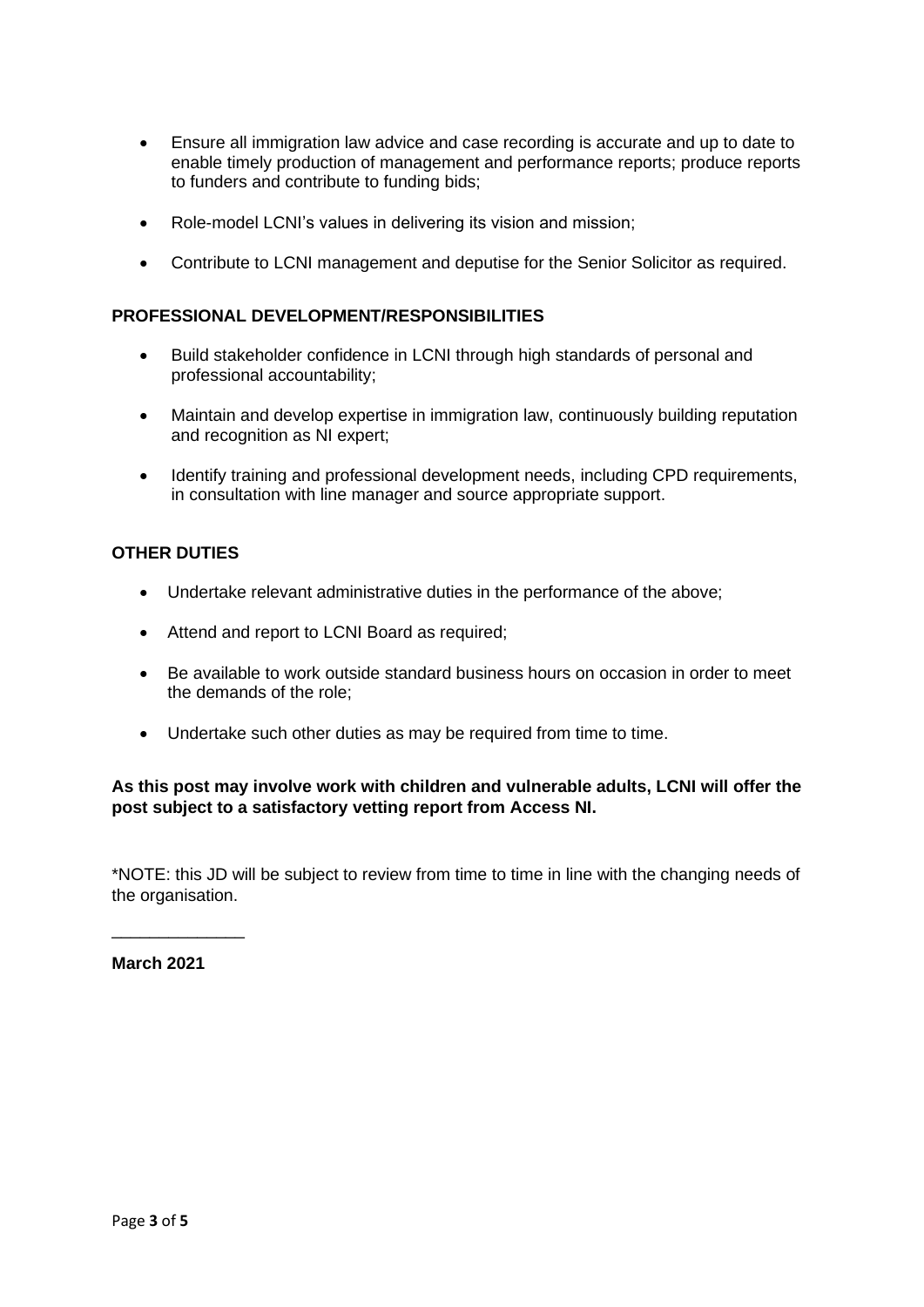- Ensure all immigration law advice and case recording is accurate and up to date to enable timely production of management and performance reports; produce reports to funders and contribute to funding bids;

- Role-model LCNI's values in delivering its vision and mission;

- Contribute to LCNI management and deputise for the Senior Solicitor as required.

**PROFESSIONAL DEVELOPMENT/RESPONSIBILITIES**

- Build stakeholder confidence in LCNI through high standards of personal and professional accountability;

- Maintain and develop expertise in immigration law, continuously building reputation and recognition as NI expert;

- Identify training and professional development needs, including CPD requirements, in consultation with line manager and source appropriate support.

**OTHER DUTIES**

- Undertake relevant administrative duties in the performance of the above;

- Attend and report to LCNI Board as required;

- Be available to work outside standard business hours on occasion in order to meet the demands of the role;

- Undertake such other duties as may be required from time to time.

**As this post may involve work with children and vulnerable adults, LCNI will offer the post subject to a satisfactory vetting report from Access NI.**

*NOTE: this JD will be subject to review from time to time in line with the changing needs of the organisation.

______________

**March 2021**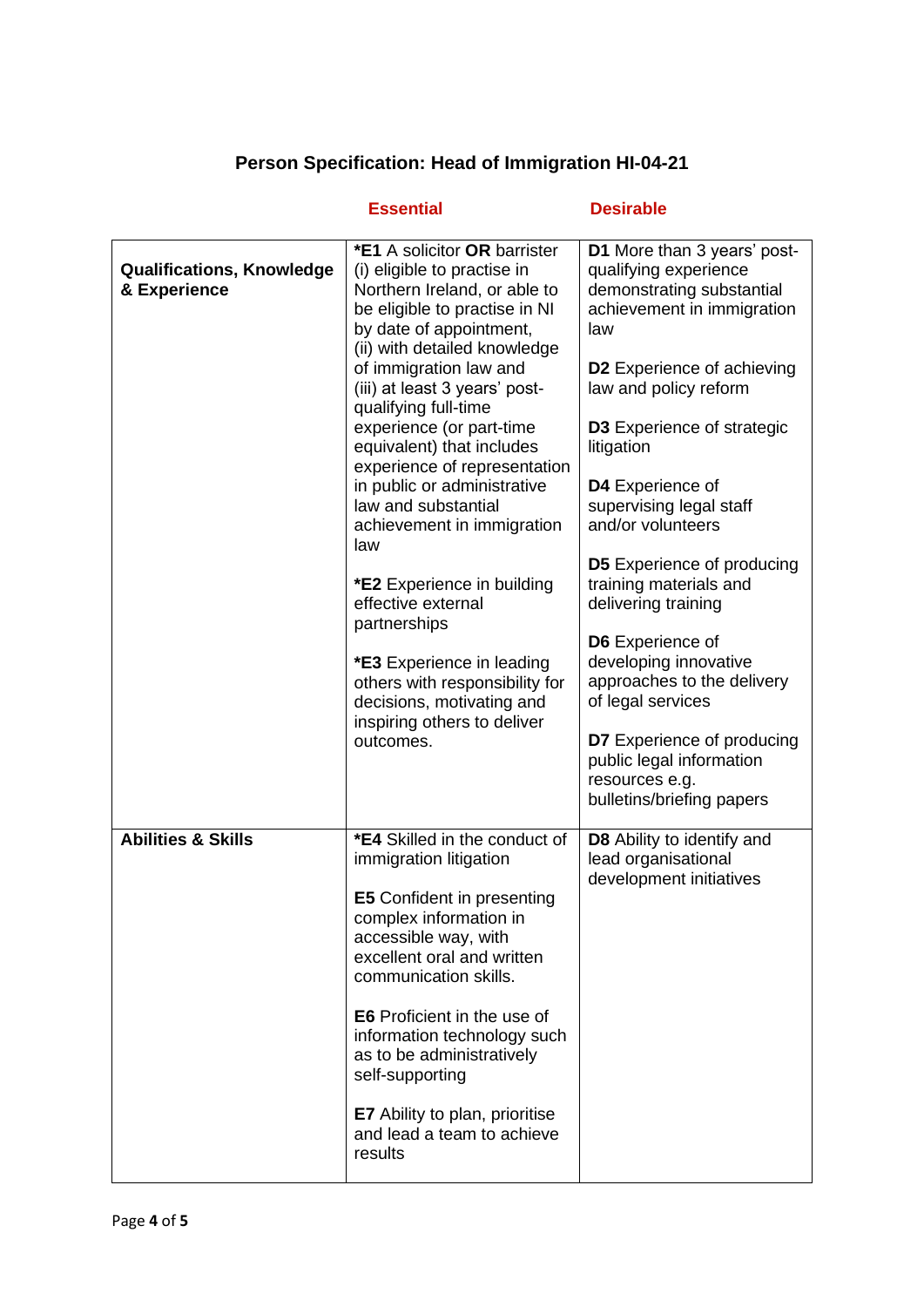# Person Specification: Head of Immigration HI-04-21

| | Essential | Desirable |
|---|---|---|
| **Qualifications, Knowledge & Experience** | ***E1** A solicitor **OR** barrister (i) eligible to practise in Northern Ireland, or able to be eligible to practise in NI by date of appointment, (ii) with detailed knowledge of immigration law and (iii) at least 3 years' post-qualifying full-time experience (or part-time equivalent) that includes experience of representation in public or administrative law and substantial achievement in immigration law<br><br>***E2** Experience in building effective external partnerships<br><br>***E3** Experience in leading others with responsibility for decisions, motivating and inspiring others to deliver outcomes. | **D1** More than 3 years' post-qualifying experience demonstrating substantial achievement in immigration law<br><br>**D2** Experience of achieving law and policy reform<br><br>**D3** Experience of strategic litigation<br><br>**D4** Experience of supervising legal staff and/or volunteers<br><br>**D5** Experience of producing training materials and delivering training<br><br>**D6** Experience of developing innovative approaches to the delivery of legal services<br><br>**D7** Experience of producing public legal information resources e.g. bulletins/briefing papers |
| **Abilities & Skills** | ***E4** Skilled in the conduct of immigration litigation<br><br>**E5** Confident in presenting complex information in accessible way, with excellent oral and written communication skills.<br><br>**E6** Proficient in the use of information technology such as to be administratively self-supporting<br><br>**E7** Ability to plan, prioritise and lead a team to achieve results | **D8** Ability to identify and lead organisational development initiatives |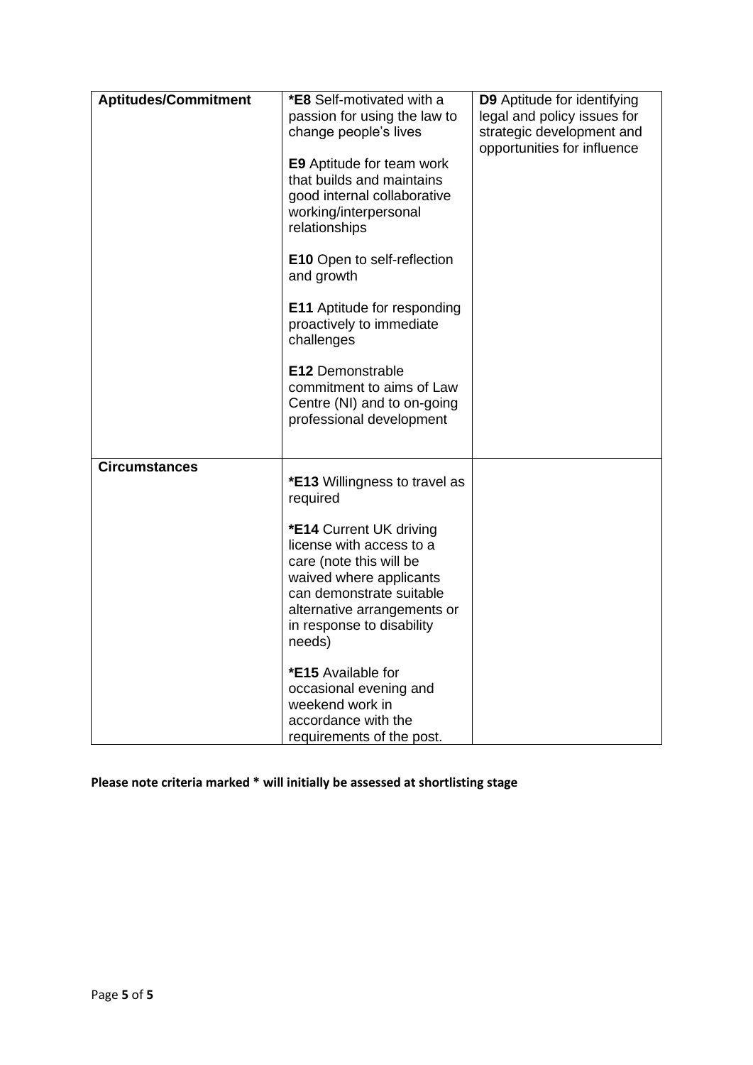| | | |
|---|---|---|
| **Aptitudes/Commitment** | ***E8** Self-motivated with a passion for using the law to change people's lives<br><br>**E9** Aptitude for team work that builds and maintains good internal collaborative working/interpersonal relationships<br><br>**E10** Open to self-reflection and growth<br><br>**E11** Aptitude for responding proactively to immediate challenges<br><br>**E12** Demonstrable commitment to aims of Law Centre (NI) and to on-going professional development | **D9** Aptitude for identifying legal and policy issues for strategic development and opportunities for influence |
| **Circumstances** | ***E13** Willingness to travel as required<br><br>***E14** Current UK driving license with access to a care (note this will be waived where applicants can demonstrate suitable alternative arrangements or in response to disability needs)<br><br>***E15** Available for occasional evening and weekend work in accordance with the requirements of the post. | |

**Please note criteria marked * will initially be assessed at shortlisting stage**